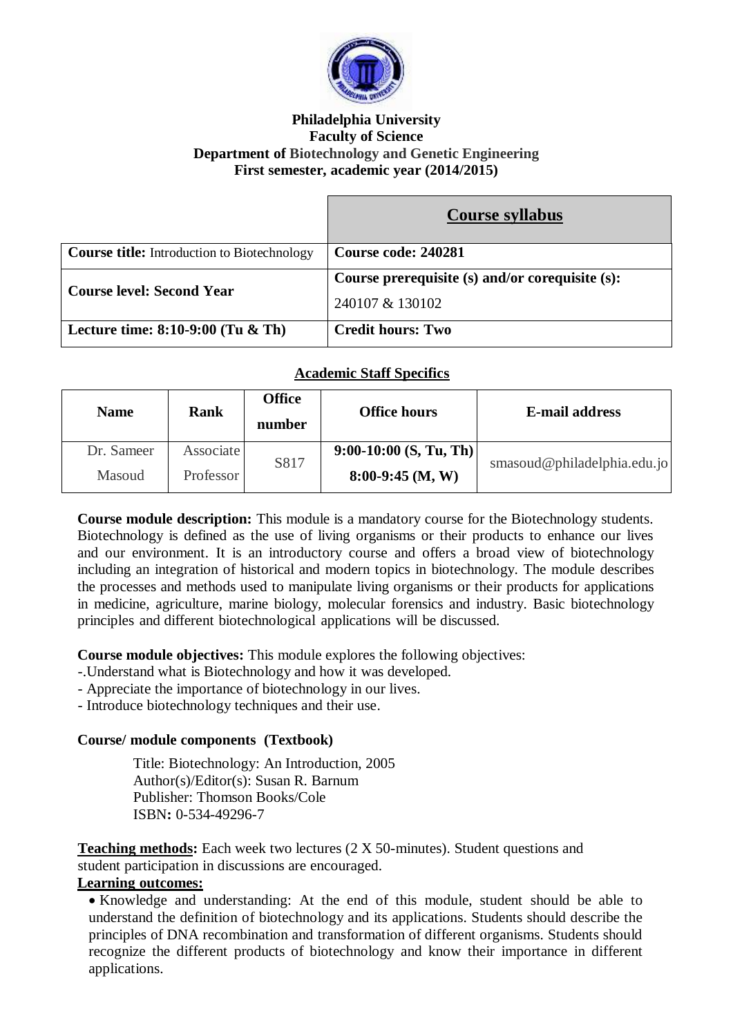**Philadelphia University**
**Faculty of Science**
**Department of Biotechnology and Genetic Engineering**
**First semester, academic year (2014/2015)**

| | **Course syllabus** |
|---|---|
| **Course title:** Introduction to Biotechnology | **Course code: 240281** |
| **Course level: Second Year** | **Course prerequisite (s) and/or corequisite (s):** 240107 & 130102 |
| **Lecture time: 8:10-9:00 (Tu & Th)** | **Credit hours: Two** |

## Academic Staff Specifics

| Name | Rank | Office number | Office hours | E-mail address |
|---|---|---|---|---|
| Dr. Sameer Masoud | Associate Professor | S817 | **9:00-10:00 (S, Tu, Th)** **8:00-9:45 (M, W)** | smasoud@philadelphia.edu.jo |

**Course module description:** This module is a mandatory course for the Biotechnology students. Biotechnology is defined as the use of living organisms or their products to enhance our lives and our environment. It is an introductory course and offers a broad view of biotechnology including an integration of historical and modern topics in biotechnology. The module describes the processes and methods used to manipulate living organisms or their products for applications in medicine, agriculture, marine biology, molecular forensics and industry. Basic biotechnology principles and different biotechnological applications will be discussed.

**Course module objectives:** This module explores the following objectives:

-.Understand what is Biotechnology and how it was developed.
- Appreciate the importance of biotechnology in our lives.
- Introduce biotechnology techniques and their use.

**Course/ module components (Textbook)**

Title: Biotechnology: An Introduction, 2005
Author(s)/Editor(s): Susan R. Barnum
Publisher: Thomson Books/Cole
ISBN**:** 0-534-49296-7

**Teaching methods:** Each week two lectures (2 X 50-minutes). Student questions and student participation in discussions are encouraged.

**Learning outcomes:**

- Knowledge and understanding: At the end of this module, student should be able to understand the definition of biotechnology and its applications. Students should describe the principles of DNA recombination and transformation of different organisms. Students should recognize the different products of biotechnology and know their importance in different applications.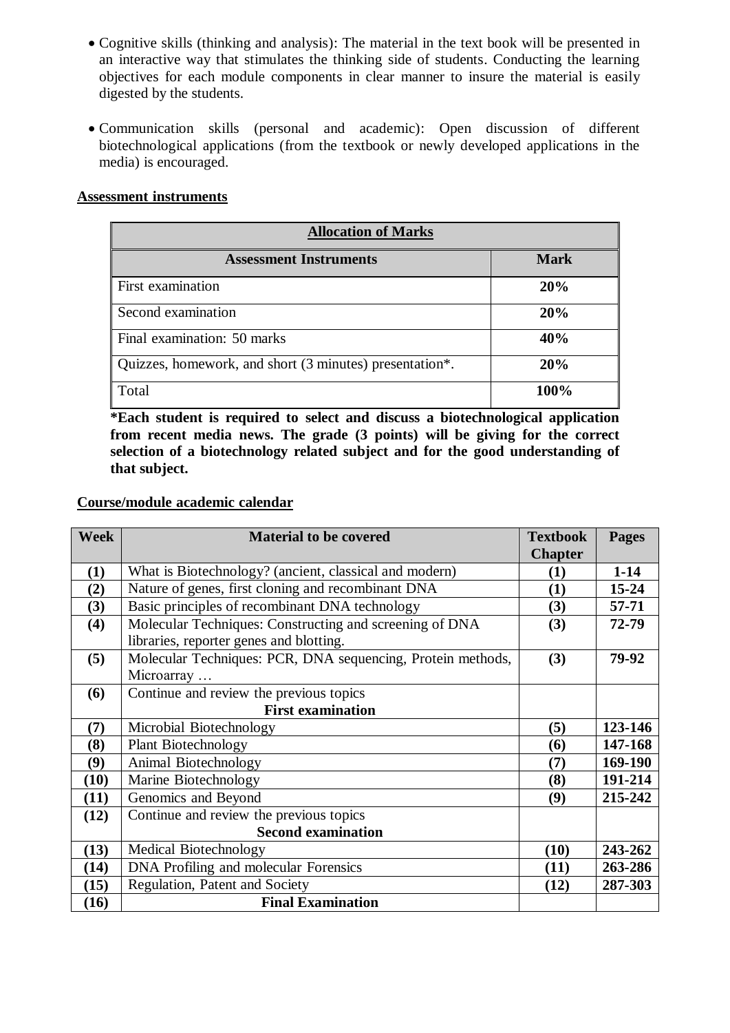- Cognitive skills (thinking and analysis): The material in the text book will be presented in an interactive way that stimulates the thinking side of students. Conducting the learning objectives for each module components in clear manner to insure the material is easily digested by the students.

- Communication skills (personal and academic): Open discussion of different biotechnological applications (from the textbook or newly developed applications in the media) is encouraged.

**Assessment instruments**

| **Allocation of Marks** | |
|---|---|
| **Assessment Instruments** | **Mark** |
| First examination | **20%** |
| Second examination | **20%** |
| Final examination: 50 marks | **40%** |
| Quizzes, homework, and short (3 minutes) presentation*. | **20%** |
| Total | **100%** |

***Each student is required to select and discuss a biotechnological application from recent media news. The grade (3 points) will be giving for the correct selection of a biotechnology related subject and for the good understanding of that subject.**

**Course/module academic calendar**

| Week | Material to be covered | Textbook Chapter | Pages |
|---|---|---|---|
| **(1)** | What is Biotechnology? (ancient, classical and modern) | **(1)** | **1-14** |
| **(2)** | Nature of genes, first cloning and recombinant DNA | **(1)** | **15-24** |
| **(3)** | Basic principles of recombinant DNA technology | **(3)** | **57-71** |
| **(4)** | Molecular Techniques: Constructing and screening of DNA libraries, reporter genes and blotting. | **(3)** | **72-79** |
| **(5)** | Molecular Techniques: PCR, DNA sequencing, Protein methods, Microarray … | **(3)** | **79-92** |
| **(6)** | Continue and review the previous topics **First examination** | | |
| **(7)** | Microbial Biotechnology | **(5)** | **123-146** |
| **(8)** | Plant Biotechnology | **(6)** | **147-168** |
| **(9)** | Animal Biotechnology | **(7)** | **169-190** |
| **(10)** | Marine Biotechnology | **(8)** | **191-214** |
| **(11)** | Genomics and Beyond | **(9)** | **215-242** |
| **(12)** | Continue and review the previous topics **Second examination** | | |
| **(13)** | Medical Biotechnology | **(10)** | **243-262** |
| **(14)** | DNA Profiling and molecular Forensics | **(11)** | **263-286** |
| **(15)** | Regulation, Patent and Society | **(12)** | **287-303** |
| **(16)** | **Final Examination** | | |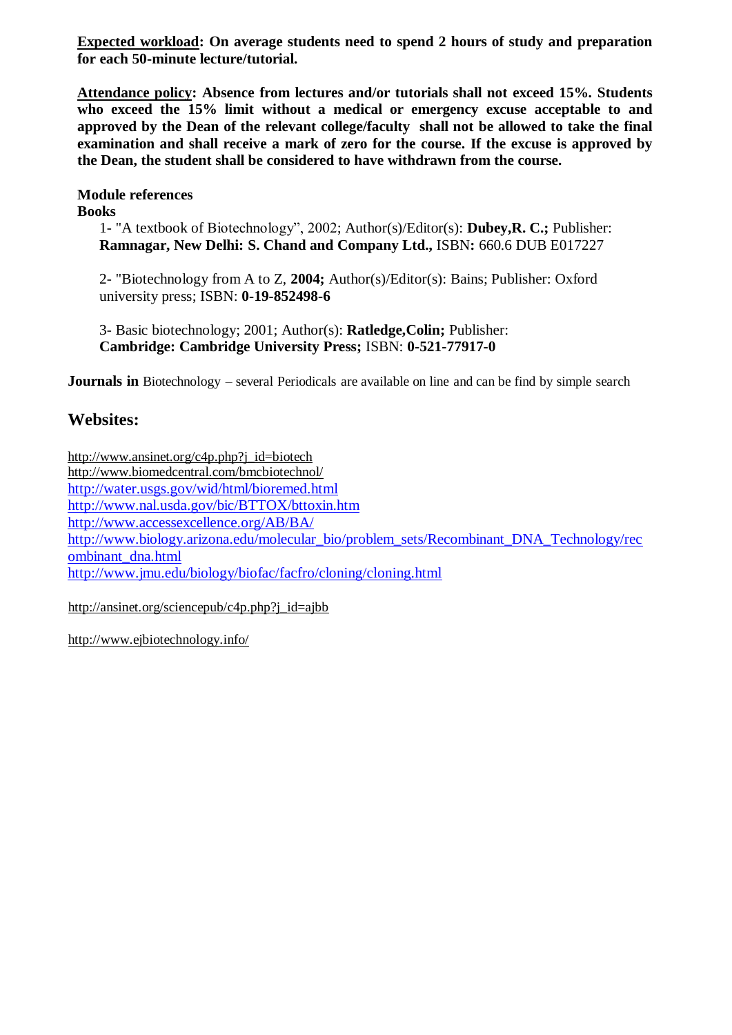**<u>Expected workload</u>: On average students need to spend 2 hours of study and preparation for each 50-minute lecture/tutorial.**

**<u>Attendance policy</u>: Absence from lectures and/or tutorials shall not exceed 15%. Students who exceed the 15% limit without a medical or emergency excuse acceptable to and approved by the Dean of the relevant college/faculty shall not be allowed to take the final examination and shall receive a mark of zero for the course. If the excuse is approved by the Dean, the student shall be considered to have withdrawn from the course.**

**Module references**

**Books**

1- "A textbook of Biotechnology", 2002; Author(s)/Editor(s): **Dubey,R. C.;** Publisher: **Ramnagar, New Delhi: S. Chand and Company Ltd.,** ISBN**:** 660.6 DUB E017227

2- "Biotechnology from A to Z, **2004;** Author(s)/Editor(s): Bains; Publisher: Oxford university press; ISBN: **0-19-852498-6**

3- Basic biotechnology; 2001; Author(s): **Ratledge,Colin;** Publisher: **Cambridge: Cambridge University Press;** ISBN: **0-521-77917-0**

**Journals in** Biotechnology – several Periodicals are available on line and can be find by simple search

## Websites:

http://www.ansinet.org/c4p.php?j_id=biotech
http://www.biomedcentral.com/bmcbiotechnol/
http://water.usgs.gov/wid/html/bioremed.html
http://www.nal.usda.gov/bic/BTTOX/bttoxin.htm
http://www.accessexcellence.org/AB/BA/
http://www.biology.arizona.edu/molecular_bio/problem_sets/Recombinant_DNA_Technology/recombinant_dna.html
http://www.jmu.edu/biology/biofac/facfro/cloning/cloning.html

http://ansinet.org/sciencepub/c4p.php?j_id=ajbb

http://www.ejbiotechnology.info/